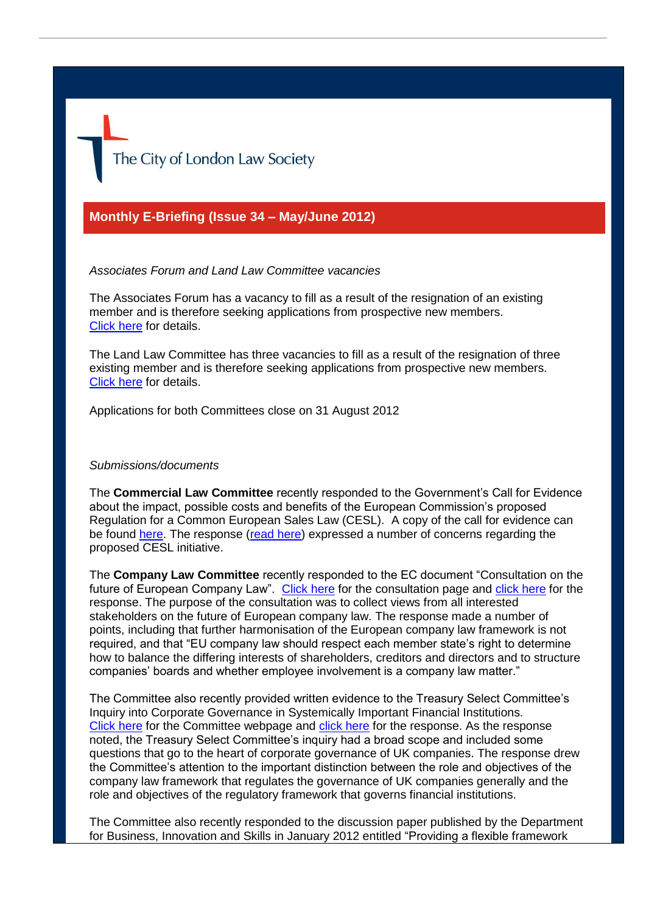The City of London Law Society

## Monthly E-Briefing (Issue 34 – May/June 2012)

*Associates Forum and Land Law Committee vacancies*

The Associates Forum has a vacancy to fill as a result of the resignation of an existing member and is therefore seeking applications from prospective new members. Click here for details.

The Land Law Committee has three vacancies to fill as a result of the resignation of three existing member and is therefore seeking applications from prospective new members. Click here for details.

Applications for both Committees close on 31 August 2012

*Submissions/documents*

The **Commercial Law Committee** recently responded to the Government's Call for Evidence about the impact, possible costs and benefits of the European Commission's proposed Regulation for a Common European Sales Law (CESL). A copy of the call for evidence can be found here. The response (read here) expressed a number of concerns regarding the proposed CESL initiative.

The **Company Law Committee** recently responded to the EC document "Consultation on the future of European Company Law". Click here for the consultation page and click here for the response. The purpose of the consultation was to collect views from all interested stakeholders on the future of European company law. The response made a number of points, including that further harmonisation of the European company law framework is not required, and that "EU company law should respect each member state's right to determine how to balance the differing interests of shareholders, creditors and directors and to structure companies' boards and whether employee involvement is a company law matter."

The Committee also recently provided written evidence to the Treasury Select Committee's Inquiry into Corporate Governance in Systemically Important Financial Institutions. Click here for the Committee webpage and click here for the response. As the response noted, the Treasury Select Committee's inquiry had a broad scope and included some questions that go to the heart of corporate governance of UK companies. The response drew the Committee's attention to the important distinction between the role and objectives of the company law framework that regulates the governance of UK companies generally and the role and objectives of the regulatory framework that governs financial institutions.

The Committee also recently responded to the discussion paper published by the Department for Business, Innovation and Skills in January 2012 entitled "Providing a flexible framework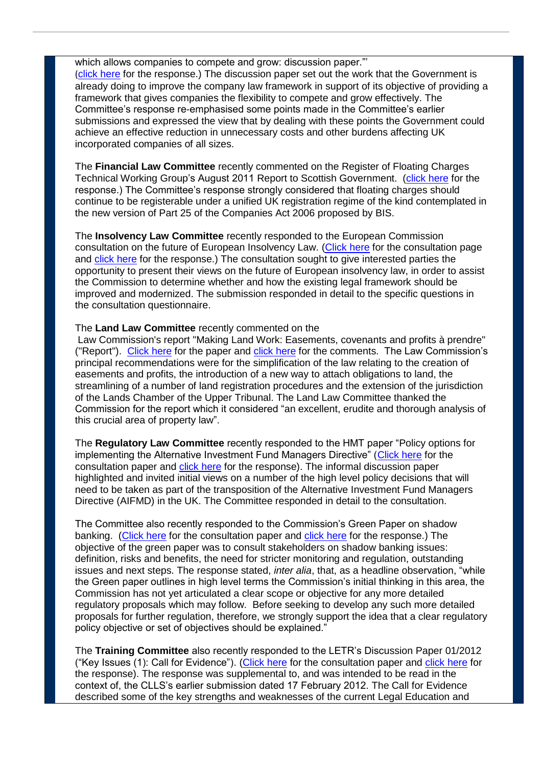which allows companies to compete and grow: discussion paper."' (click here for the response.) The discussion paper set out the work that the Government is already doing to improve the company law framework in support of its objective of providing a framework that gives companies the flexibility to compete and grow effectively. The Committee's response re-emphasised some points made in the Committee's earlier submissions and expressed the view that by dealing with these points the Government could achieve an effective reduction in unnecessary costs and other burdens affecting UK incorporated companies of all sizes.

The **Financial Law Committee** recently commented on the Register of Floating Charges Technical Working Group's August 2011 Report to Scottish Government. (click here for the response.) The Committee's response strongly considered that floating charges should continue to be registerable under a unified UK registration regime of the kind contemplated in the new version of Part 25 of the Companies Act 2006 proposed by BIS.

The **Insolvency Law Committee** recently responded to the European Commission consultation on the future of European Insolvency Law. (Click here for the consultation page and click here for the response.) The consultation sought to give interested parties the opportunity to present their views on the future of European insolvency law, in order to assist the Commission to determine whether and how the existing legal framework should be improved and modernized. The submission responded in detail to the specific questions in the consultation questionnaire.

The **Land Law Committee** recently commented on the Law Commission's report "Making Land Work: Easements, covenants and profits à prendre" ("Report"). Click here for the paper and click here for the comments. The Law Commission's principal recommendations were for the simplification of the law relating to the creation of easements and profits, the introduction of a new way to attach obligations to land, the streamlining of a number of land registration procedures and the extension of the jurisdiction of the Lands Chamber of the Upper Tribunal. The Land Law Committee thanked the Commission for the report which it considered "an excellent, erudite and thorough analysis of this crucial area of property law".

The **Regulatory Law Committee** recently responded to the HMT paper "Policy options for implementing the Alternative Investment Fund Managers Directive" (Click here for the consultation paper and click here for the response). The informal discussion paper highlighted and invited initial views on a number of the high level policy decisions that will need to be taken as part of the transposition of the Alternative Investment Fund Managers Directive (AIFMD) in the UK. The Committee responded in detail to the consultation.

The Committee also recently responded to the Commission's Green Paper on shadow banking. (Click here for the consultation paper and click here for the response.) The objective of the green paper was to consult stakeholders on shadow banking issues: definition, risks and benefits, the need for stricter monitoring and regulation, outstanding issues and next steps. The response stated, *inter alia*, that, as a headline observation, "while the Green paper outlines in high level terms the Commission's initial thinking in this area, the Commission has not yet articulated a clear scope or objective for any more detailed regulatory proposals which may follow. Before seeking to develop any such more detailed proposals for further regulation, therefore, we strongly support the idea that a clear regulatory policy objective or set of objectives should be explained."

The **Training Committee** also recently responded to the LETR's Discussion Paper 01/2012 ("Key Issues (1): Call for Evidence"). (Click here for the consultation paper and click here for the response). The response was supplemental to, and was intended to be read in the context of, the CLLS's earlier submission dated 17 February 2012. The Call for Evidence described some of the key strengths and weaknesses of the current Legal Education and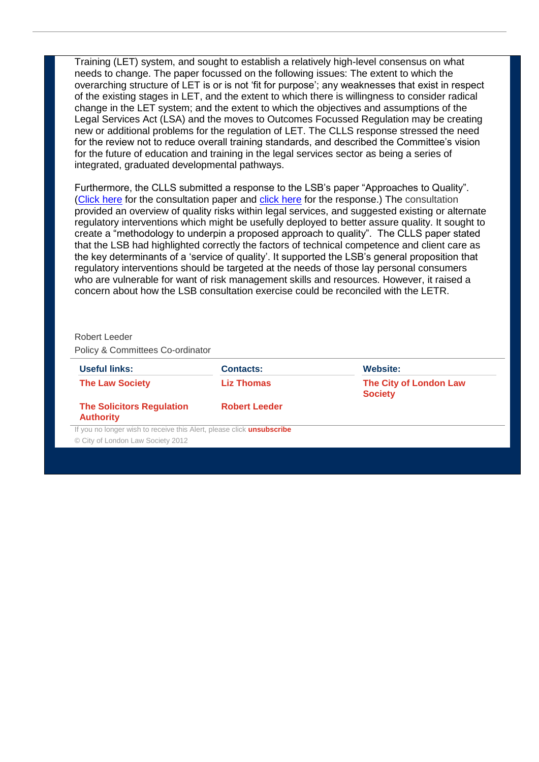Training (LET) system, and sought to establish a relatively high-level consensus on what needs to change. The paper focussed on the following issues: The extent to which the overarching structure of LET is or is not 'fit for purpose'; any weaknesses that exist in respect of the existing stages in LET, and the extent to which there is willingness to consider radical change in the LET system; and the extent to which the objectives and assumptions of the Legal Services Act (LSA) and the moves to Outcomes Focussed Regulation may be creating new or additional problems for the regulation of LET. The CLLS response stressed the need for the review not to reduce overall training standards, and described the Committee's vision for the future of education and training in the legal services sector as being a series of integrated, graduated developmental pathways.

Furthermore, the CLLS submitted a response to the LSB's paper "Approaches to Quality". (Click here for the consultation paper and click here for the response.) The consultation provided an overview of quality risks within legal services, and suggested existing or alternate regulatory interventions which might be usefully deployed to better assure quality. It sought to create a "methodology to underpin a proposed approach to quality". The CLLS paper stated that the LSB had highlighted correctly the factors of technical competence and client care as the key determinants of a 'service of quality'. It supported the LSB's general proposition that regulatory interventions should be targeted at the needs of those lay personal consumers who are vulnerable for want of risk management skills and resources. However, it raised a concern about how the LSB consultation exercise could be reconciled with the LETR.

Robert Leeder

Policy & Committees Co-ordinator

| **Useful links:** | **Contacts:** | **Website:** |
|---|---|---|
| **The Law Society** | **Liz Thomas** | **The City of London Law Society** |
| **The Solicitors Regulation Authority** | **Robert Leeder** | |

If you no longer wish to receive this Alert, please click **unsubscribe**

© City of London Law Society 2012